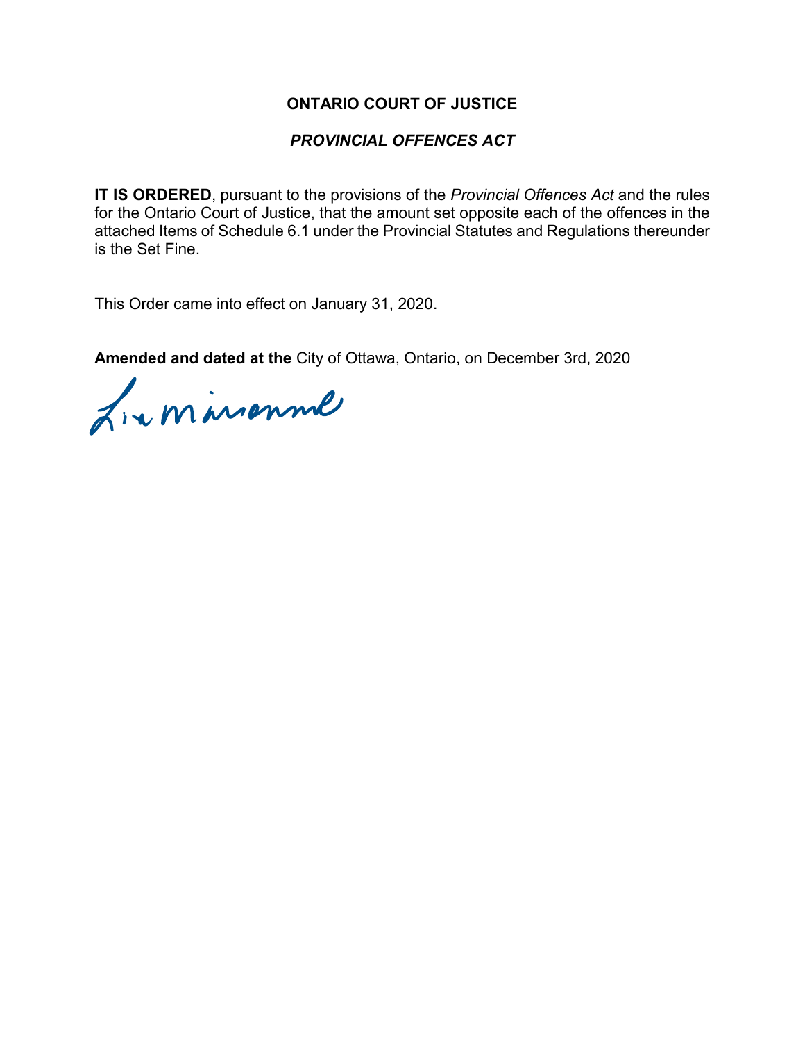**ONTARIO COURT OF JUSTICE**

***PROVINCIAL OFFENCES ACT***

**IT IS ORDERED**, pursuant to the provisions of the *Provincial Offences Act* and the rules for the Ontario Court of Justice, that the amount set opposite each of the offences in the attached Items of Schedule 6.1 under the Provincial Statutes and Regulations thereunder is the Set Fine.

This Order came into effect on January 31, 2020.

**Amended and dated at the** City of Ottawa, Ontario, on December 3rd, 2020

Lise Maisonneuve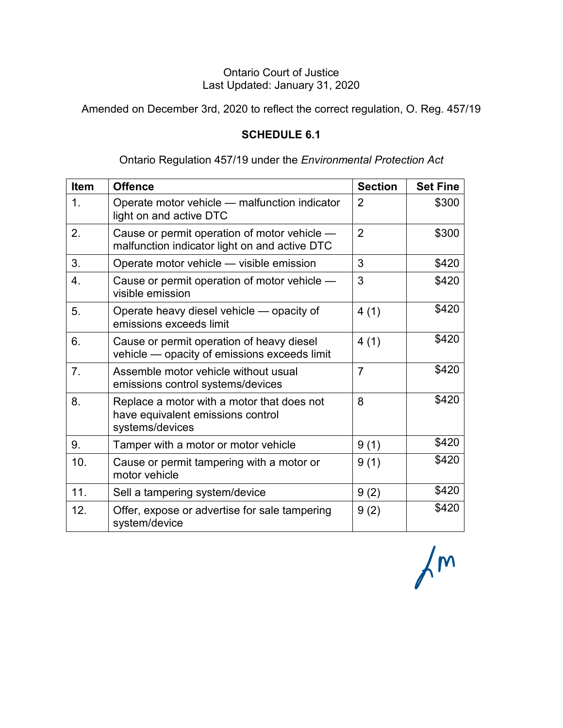Ontario Court of Justice
Last Updated: January 31, 2020

Amended on December 3rd, 2020 to reflect the correct regulation, O. Reg. 457/19

## SCHEDULE 6.1

Ontario Regulation 457/19 under the *Environmental Protection Act*

| Item | Offence | Section | Set Fine |
|---|---|---|---|
| 1. | Operate motor vehicle — malfunction indicator light on and active DTC | 2 | $300 |
| 2. | Cause or permit operation of motor vehicle — malfunction indicator light on and active DTC | 2 | $300 |
| 3. | Operate motor vehicle — visible emission | 3 | $420 |
| 4. | Cause or permit operation of motor vehicle — visible emission | 3 | $420 |
| 5. | Operate heavy diesel vehicle — opacity of emissions exceeds limit | 4 (1) | $420 |
| 6. | Cause or permit operation of heavy diesel vehicle — opacity of emissions exceeds limit | 4 (1) | $420 |
| 7. | Assemble motor vehicle without usual emissions control systems/devices | 7 | $420 |
| 8. | Replace a motor with a motor that does not have equivalent emissions control systems/devices | 8 | $420 |
| 9. | Tamper with a motor or motor vehicle | 9 (1) | $420 |
| 10. | Cause or permit tampering with a motor or motor vehicle | 9 (1) | $420 |
| 11. | Sell a tampering system/device | 9 (2) | $420 |
| 12. | Offer, expose or advertise for sale tampering system/device | 9 (2) | $420 |

Lm